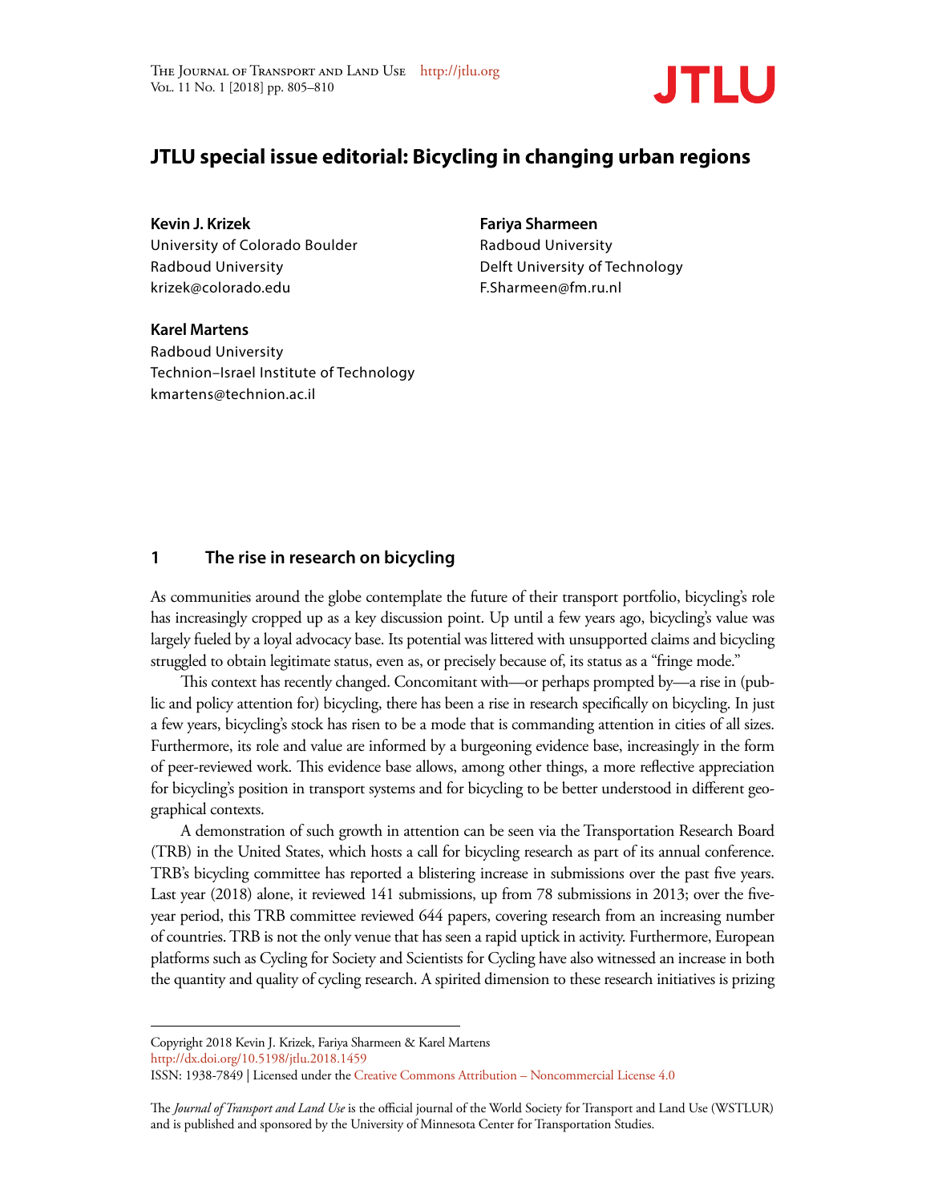# JTLU special issue editorial: Bicycling in changing urban regions

**Kevin J. Krizek**
University of Colorado Boulder
Radboud University
krizek@colorado.edu

**Fariya Sharmeen**
Radboud University
Delft University of Technology
F.Sharmeen@fm.ru.nl

**Karel Martens**
Radboud University
Technion–Israel Institute of Technology
kmartens@technion.ac.il

## 1 The rise in research on bicycling

As communities around the globe contemplate the future of their transport portfolio, bicycling's role has increasingly cropped up as a key discussion point. Up until a few years ago, bicycling's value was largely fueled by a loyal advocacy base. Its potential was littered with unsupported claims and bicycling struggled to obtain legitimate status, even as, or precisely because of, its status as a "fringe mode."

This context has recently changed. Concomitant with—or perhaps prompted by—a rise in (public and policy attention for) bicycling, there has been a rise in research specifically on bicycling. In just a few years, bicycling's stock has risen to be a mode that is commanding attention in cities of all sizes. Furthermore, its role and value are informed by a burgeoning evidence base, increasingly in the form of peer-reviewed work. This evidence base allows, among other things, a more reflective appreciation for bicycling's position in transport systems and for bicycling to be better understood in different geographical contexts.

A demonstration of such growth in attention can be seen via the Transportation Research Board (TRB) in the United States, which hosts a call for bicycling research as part of its annual conference. TRB's bicycling committee has reported a blistering increase in submissions over the past five years. Last year (2018) alone, it reviewed 141 submissions, up from 78 submissions in 2013; over the five-year period, this TRB committee reviewed 644 papers, covering research from an increasing number of countries. TRB is not the only venue that has seen a rapid uptick in activity. Furthermore, European platforms such as Cycling for Society and Scientists for Cycling have also witnessed an increase in both the quantity and quality of cycling research. A spirited dimension to these research initiatives is prizing

---

Copyright 2018 Kevin J. Krizek, Fariya Sharmeen & Karel Martens
http://dx.doi.org/10.5198/jtlu.2018.1459
ISSN: 1938-7849 | Licensed under the Creative Commons Attribution – Noncommercial License 4.0

The *Journal of Transport and Land Use* is the official journal of the World Society for Transport and Land Use (WSTLUR) and is published and sponsored by the University of Minnesota Center for Transportation Studies.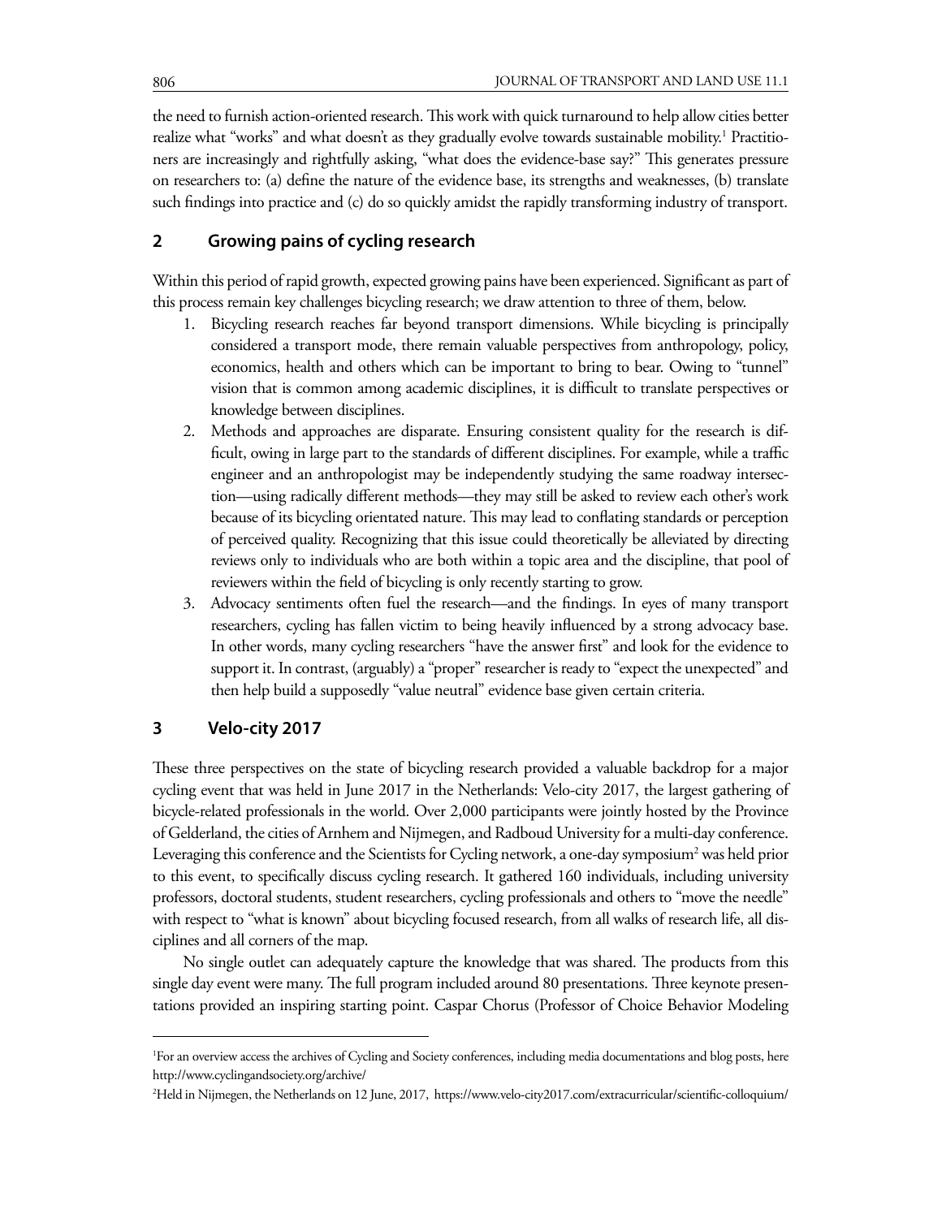the need to furnish action-oriented research. This work with quick turnaround to help allow cities better realize what "works" and what doesn't as they gradually evolve towards sustainable mobility.[1] Practitioners are increasingly and rightfully asking, "what does the evidence-base say?" This generates pressure on researchers to: (a) define the nature of the evidence base, its strengths and weaknesses, (b) translate such findings into practice and (c) do so quickly amidst the rapidly transforming industry of transport.

## 2 Growing pains of cycling research

Within this period of rapid growth, expected growing pains have been experienced. Significant as part of this process remain key challenges bicycling research; we draw attention to three of them, below.

1. Bicycling research reaches far beyond transport dimensions. While bicycling is principally considered a transport mode, there remain valuable perspectives from anthropology, policy, economics, health and others which can be important to bring to bear. Owing to "tunnel" vision that is common among academic disciplines, it is difficult to translate perspectives or knowledge between disciplines.
2. Methods and approaches are disparate. Ensuring consistent quality for the research is difficult, owing in large part to the standards of different disciplines. For example, while a traffic engineer and an anthropologist may be independently studying the same roadway intersection—using radically different methods—they may still be asked to review each other's work because of its bicycling orientated nature. This may lead to conflating standards or perception of perceived quality. Recognizing that this issue could theoretically be alleviated by directing reviews only to individuals who are both within a topic area and the discipline, that pool of reviewers within the field of bicycling is only recently starting to grow.
3. Advocacy sentiments often fuel the research—and the findings. In eyes of many transport researchers, cycling has fallen victim to being heavily influenced by a strong advocacy base. In other words, many cycling researchers "have the answer first" and look for the evidence to support it. In contrast, (arguably) a "proper" researcher is ready to "expect the unexpected" and then help build a supposedly "value neutral" evidence base given certain criteria.

## 3 Velo-city 2017

These three perspectives on the state of bicycling research provided a valuable backdrop for a major cycling event that was held in June 2017 in the Netherlands: Velo-city 2017, the largest gathering of bicycle-related professionals in the world. Over 2,000 participants were jointly hosted by the Province of Gelderland, the cities of Arnhem and Nijmegen, and Radboud University for a multi-day conference. Leveraging this conference and the Scientists for Cycling network, a one-day symposium[2] was held prior to this event, to specifically discuss cycling research. It gathered 160 individuals, including university professors, doctoral students, student researchers, cycling professionals and others to "move the needle" with respect to "what is known" about bicycling focused research, from all walks of research life, all disciplines and all corners of the map.

No single outlet can adequately capture the knowledge that was shared. The products from this single day event were many. The full program included around 80 presentations. Three keynote presentations provided an inspiring starting point. Caspar Chorus (Professor of Choice Behavior Modeling

---

[1] For an overview access the archives of Cycling and Society conferences, including media documentations and blog posts, here http://www.cyclingandsociety.org/archive/

[2] Held in Nijmegen, the Netherlands on 12 June, 2017, https://www.velo-city2017.com/extracurricular/scientific-colloquium/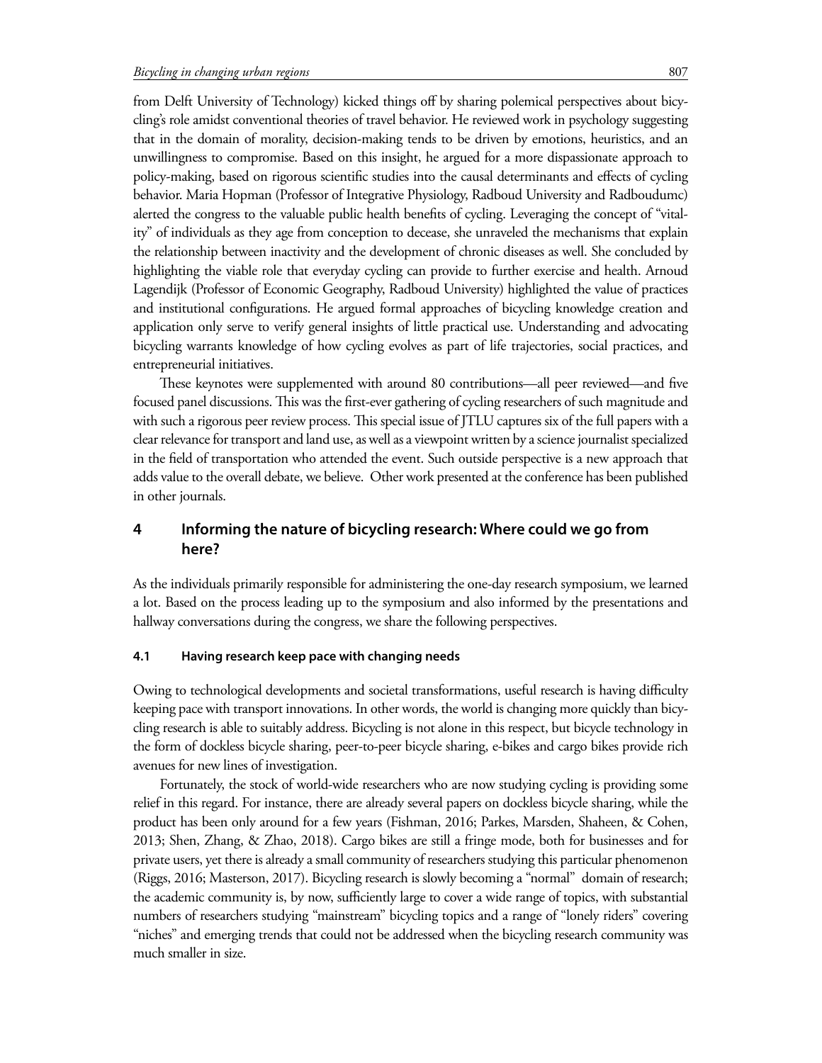from Delft University of Technology) kicked things off by sharing polemical perspectives about bicycling's role amidst conventional theories of travel behavior. He reviewed work in psychology suggesting that in the domain of morality, decision-making tends to be driven by emotions, heuristics, and an unwillingness to compromise. Based on this insight, he argued for a more dispassionate approach to policy-making, based on rigorous scientific studies into the causal determinants and effects of cycling behavior. Maria Hopman (Professor of Integrative Physiology, Radboud University and Radboudumc) alerted the congress to the valuable public health benefits of cycling. Leveraging the concept of "vitality" of individuals as they age from conception to decease, she unraveled the mechanisms that explain the relationship between inactivity and the development of chronic diseases as well. She concluded by highlighting the viable role that everyday cycling can provide to further exercise and health. Arnoud Lagendijk (Professor of Economic Geography, Radboud University) highlighted the value of practices and institutional configurations. He argued formal approaches of bicycling knowledge creation and application only serve to verify general insights of little practical use. Understanding and advocating bicycling warrants knowledge of how cycling evolves as part of life trajectories, social practices, and entrepreneurial initiatives.

These keynotes were supplemented with around 80 contributions—all peer reviewed—and five focused panel discussions. This was the first-ever gathering of cycling researchers of such magnitude and with such a rigorous peer review process. This special issue of JTLU captures six of the full papers with a clear relevance for transport and land use, as well as a viewpoint written by a science journalist specialized in the field of transportation who attended the event. Such outside perspective is a new approach that adds value to the overall debate, we believe. Other work presented at the conference has been published in other journals.

## 4 Informing the nature of bicycling research: Where could we go from here?

As the individuals primarily responsible for administering the one-day research symposium, we learned a lot. Based on the process leading up to the symposium and also informed by the presentations and hallway conversations during the congress, we share the following perspectives.

### 4.1 Having research keep pace with changing needs

Owing to technological developments and societal transformations, useful research is having difficulty keeping pace with transport innovations. In other words, the world is changing more quickly than bicycling research is able to suitably address. Bicycling is not alone in this respect, but bicycle technology in the form of dockless bicycle sharing, peer-to-peer bicycle sharing, e-bikes and cargo bikes provide rich avenues for new lines of investigation.

Fortunately, the stock of world-wide researchers who are now studying cycling is providing some relief in this regard. For instance, there are already several papers on dockless bicycle sharing, while the product has been only around for a few years (Fishman, 2016; Parkes, Marsden, Shaheen, & Cohen, 2013; Shen, Zhang, & Zhao, 2018). Cargo bikes are still a fringe mode, both for businesses and for private users, yet there is already a small community of researchers studying this particular phenomenon (Riggs, 2016; Masterson, 2017). Bicycling research is slowly becoming a "normal" domain of research; the academic community is, by now, sufficiently large to cover a wide range of topics, with substantial numbers of researchers studying "mainstream" bicycling topics and a range of "lonely riders" covering "niches" and emerging trends that could not be addressed when the bicycling research community was much smaller in size.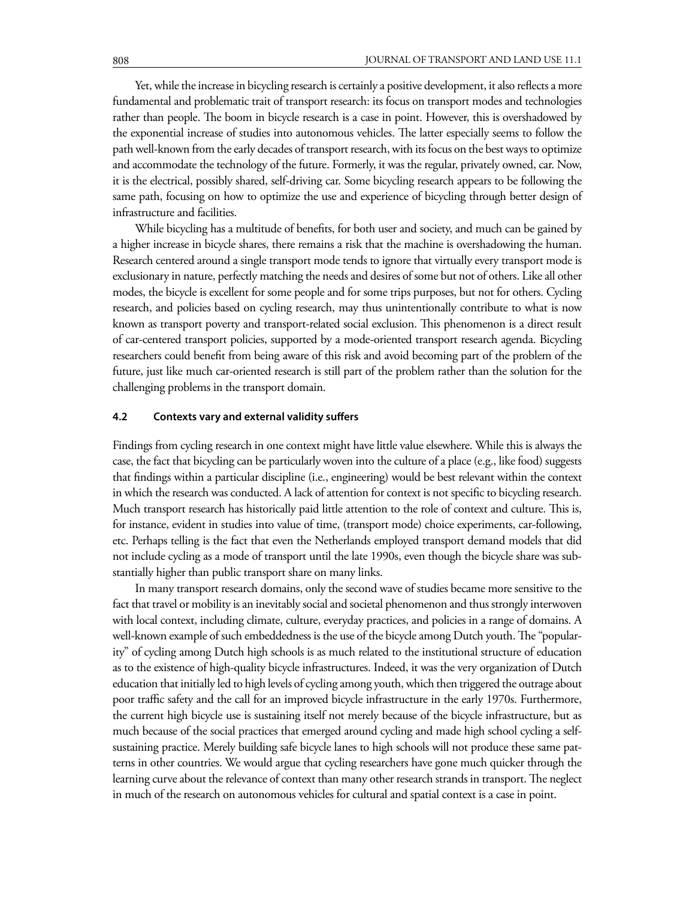Yet, while the increase in bicycling research is certainly a positive development, it also reflects a more fundamental and problematic trait of transport research: its focus on transport modes and technologies rather than people. The boom in bicycle research is a case in point. However, this is overshadowed by the exponential increase of studies into autonomous vehicles. The latter especially seems to follow the path well-known from the early decades of transport research, with its focus on the best ways to optimize and accommodate the technology of the future. Formerly, it was the regular, privately owned, car. Now, it is the electrical, possibly shared, self-driving car. Some bicycling research appears to be following the same path, focusing on how to optimize the use and experience of bicycling through better design of infrastructure and facilities.

While bicycling has a multitude of benefits, for both user and society, and much can be gained by a higher increase in bicycle shares, there remains a risk that the machine is overshadowing the human. Research centered around a single transport mode tends to ignore that virtually every transport mode is exclusionary in nature, perfectly matching the needs and desires of some but not of others. Like all other modes, the bicycle is excellent for some people and for some trips purposes, but not for others. Cycling research, and policies based on cycling research, may thus unintentionally contribute to what is now known as transport poverty and transport-related social exclusion. This phenomenon is a direct result of car-centered transport policies, supported by a mode-oriented transport research agenda. Bicycling researchers could benefit from being aware of this risk and avoid becoming part of the problem of the future, just like much car-oriented research is still part of the problem rather than the solution for the challenging problems in the transport domain.

### 4.2 Contexts vary and external validity suffers

Findings from cycling research in one context might have little value elsewhere. While this is always the case, the fact that bicycling can be particularly woven into the culture of a place (e.g., like food) suggests that findings within a particular discipline (i.e., engineering) would be best relevant within the context in which the research was conducted. A lack of attention for context is not specific to bicycling research. Much transport research has historically paid little attention to the role of context and culture. This is, for instance, evident in studies into value of time, (transport mode) choice experiments, car-following, etc. Perhaps telling is the fact that even the Netherlands employed transport demand models that did not include cycling as a mode of transport until the late 1990s, even though the bicycle share was substantially higher than public transport share on many links.

In many transport research domains, only the second wave of studies became more sensitive to the fact that travel or mobility is an inevitably social and societal phenomenon and thus strongly interwoven with local context, including climate, culture, everyday practices, and policies in a range of domains. A well-known example of such embeddedness is the use of the bicycle among Dutch youth. The "popularity" of cycling among Dutch high schools is as much related to the institutional structure of education as to the existence of high-quality bicycle infrastructures. Indeed, it was the very organization of Dutch education that initially led to high levels of cycling among youth, which then triggered the outrage about poor traffic safety and the call for an improved bicycle infrastructure in the early 1970s. Furthermore, the current high bicycle use is sustaining itself not merely because of the bicycle infrastructure, but as much because of the social practices that emerged around cycling and made high school cycling a self-sustaining practice. Merely building safe bicycle lanes to high schools will not produce these same patterns in other countries. We would argue that cycling researchers have gone much quicker through the learning curve about the relevance of context than many other research strands in transport. The neglect in much of the research on autonomous vehicles for cultural and spatial context is a case in point.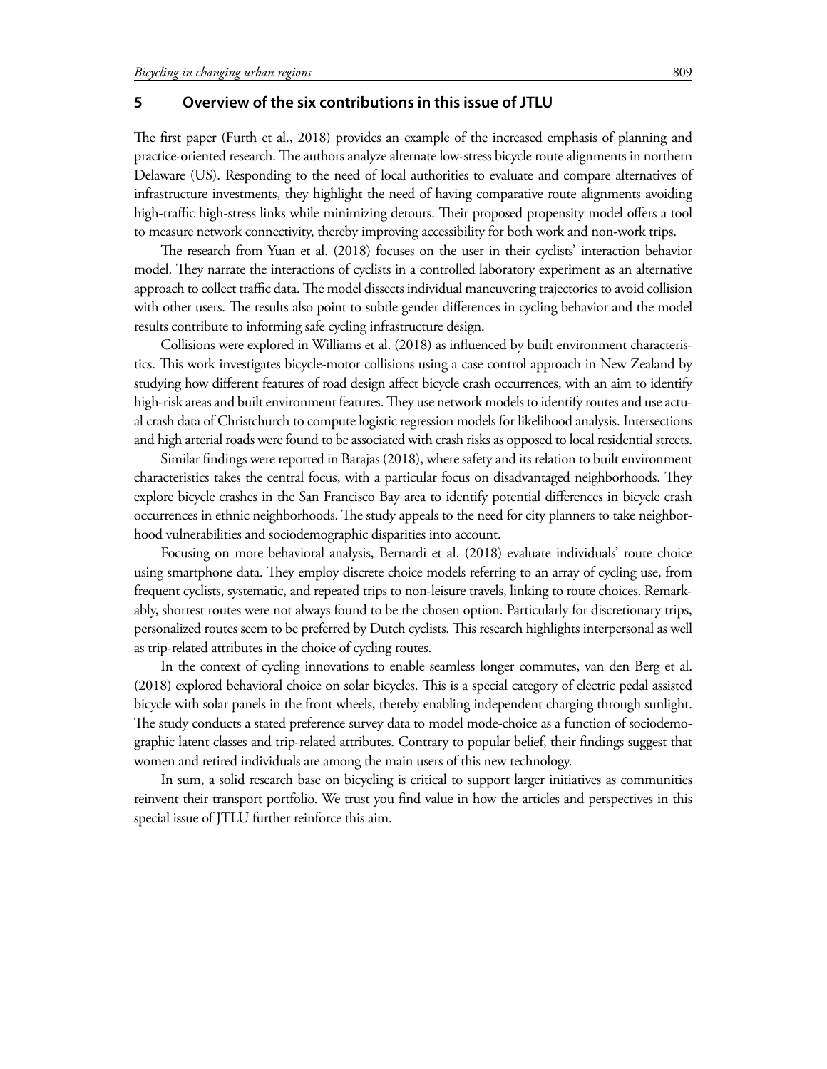## 5 Overview of the six contributions in this issue of JTLU

The first paper (Furth et al., 2018) provides an example of the increased emphasis of planning and practice-oriented research. The authors analyze alternate low-stress bicycle route alignments in northern Delaware (US). Responding to the need of local authorities to evaluate and compare alternatives of infrastructure investments, they highlight the need of having comparative route alignments avoiding high-traffic high-stress links while minimizing detours. Their proposed propensity model offers a tool to measure network connectivity, thereby improving accessibility for both work and non-work trips.

The research from Yuan et al. (2018) focuses on the user in their cyclists' interaction behavior model. They narrate the interactions of cyclists in a controlled laboratory experiment as an alternative approach to collect traffic data. The model dissects individual maneuvering trajectories to avoid collision with other users. The results also point to subtle gender differences in cycling behavior and the model results contribute to informing safe cycling infrastructure design.

Collisions were explored in Williams et al. (2018) as influenced by built environment characteristics. This work investigates bicycle-motor collisions using a case control approach in New Zealand by studying how different features of road design affect bicycle crash occurrences, with an aim to identify high-risk areas and built environment features. They use network models to identify routes and use actual crash data of Christchurch to compute logistic regression models for likelihood analysis. Intersections and high arterial roads were found to be associated with crash risks as opposed to local residential streets.

Similar findings were reported in Barajas (2018), where safety and its relation to built environment characteristics takes the central focus, with a particular focus on disadvantaged neighborhoods. They explore bicycle crashes in the San Francisco Bay area to identify potential differences in bicycle crash occurrences in ethnic neighborhoods. The study appeals to the need for city planners to take neighborhood vulnerabilities and sociodemographic disparities into account.

Focusing on more behavioral analysis, Bernardi et al. (2018) evaluate individuals' route choice using smartphone data. They employ discrete choice models referring to an array of cycling use, from frequent cyclists, systematic, and repeated trips to non-leisure travels, linking to route choices. Remarkably, shortest routes were not always found to be the chosen option. Particularly for discretionary trips, personalized routes seem to be preferred by Dutch cyclists. This research highlights interpersonal as well as trip-related attributes in the choice of cycling routes.

In the context of cycling innovations to enable seamless longer commutes, van den Berg et al. (2018) explored behavioral choice on solar bicycles. This is a special category of electric pedal assisted bicycle with solar panels in the front wheels, thereby enabling independent charging through sunlight. The study conducts a stated preference survey data to model mode-choice as a function of sociodemographic latent classes and trip-related attributes. Contrary to popular belief, their findings suggest that women and retired individuals are among the main users of this new technology.

In sum, a solid research base on bicycling is critical to support larger initiatives as communities reinvent their transport portfolio. We trust you find value in how the articles and perspectives in this special issue of JTLU further reinforce this aim.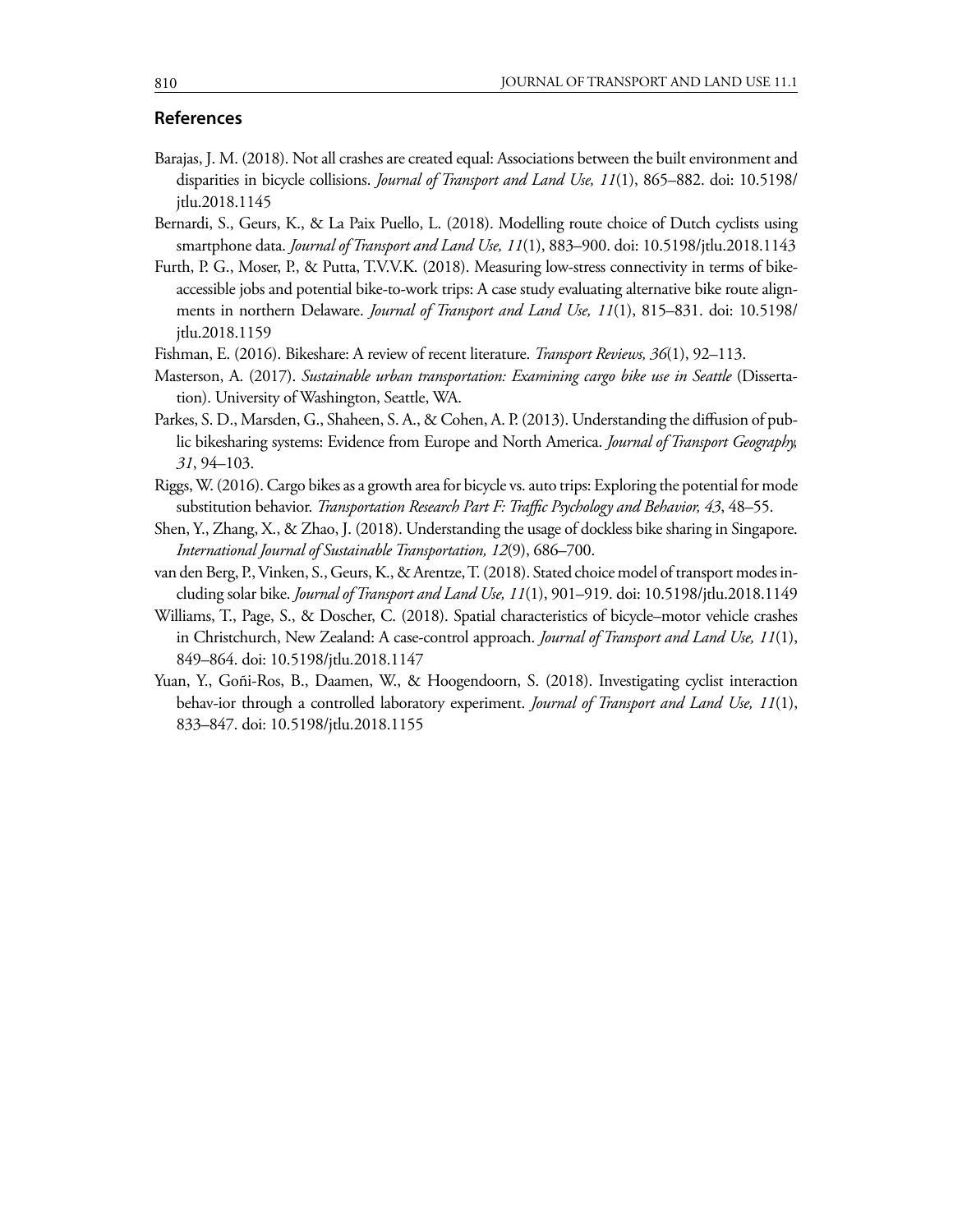## References

Barajas, J. M. (2018). Not all crashes are created equal: Associations between the built environment and disparities in bicycle collisions. *Journal of Transport and Land Use, 11*(1), 865–882. doi: 10.5198/jtlu.2018.1145

Bernardi, S., Geurs, K., & La Paix Puello, L. (2018). Modelling route choice of Dutch cyclists using smartphone data. *Journal of Transport and Land Use, 11*(1), 883–900. doi: 10.5198/jtlu.2018.1143

Furth, P. G., Moser, P., & Putta, T.V.V.K. (2018). Measuring low-stress connectivity in terms of bike-accessible jobs and potential bike-to-work trips: A case study evaluating alternative bike route alignments in northern Delaware. *Journal of Transport and Land Use, 11*(1), 815–831. doi: 10.5198/jtlu.2018.1159

Fishman, E. (2016). Bikeshare: A review of recent literature. *Transport Reviews, 36*(1), 92–113.

Masterson, A. (2017). *Sustainable urban transportation: Examining cargo bike use in Seattle* (Dissertation). University of Washington, Seattle, WA.

Parkes, S. D., Marsden, G., Shaheen, S. A., & Cohen, A. P. (2013). Understanding the diffusion of public bikesharing systems: Evidence from Europe and North America. *Journal of Transport Geography, 31*, 94–103.

Riggs, W. (2016). Cargo bikes as a growth area for bicycle vs. auto trips: Exploring the potential for mode substitution behavior. *Transportation Research Part F: Traffic Psychology and Behavior, 43*, 48–55.

Shen, Y., Zhang, X., & Zhao, J. (2018). Understanding the usage of dockless bike sharing in Singapore. *International Journal of Sustainable Transportation, 12*(9), 686–700.

van den Berg, P., Vinken, S., Geurs, K., & Arentze, T. (2018). Stated choice model of transport modes including solar bike. *Journal of Transport and Land Use, 11*(1), 901–919. doi: 10.5198/jtlu.2018.1149

Williams, T., Page, S., & Doscher, C. (2018). Spatial characteristics of bicycle–motor vehicle crashes in Christchurch, New Zealand: A case-control approach. *Journal of Transport and Land Use, 11*(1), 849–864. doi: 10.5198/jtlu.2018.1147

Yuan, Y., Goñi-Ros, B., Daamen, W., & Hoogendoorn, S. (2018). Investigating cyclist interaction behav-ior through a controlled laboratory experiment. *Journal of Transport and Land Use, 11*(1), 833–847. doi: 10.5198/jtlu.2018.1155